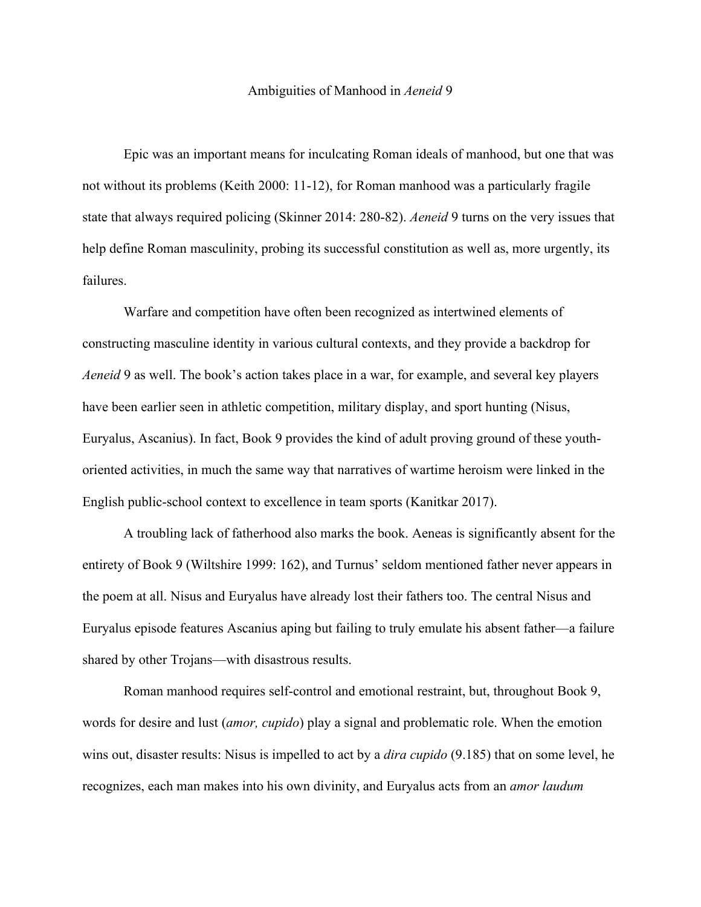# Ambiguities of Manhood in *Aeneid* 9

Epic was an important means for inculcating Roman ideals of manhood, but one that was not without its problems (Keith 2000: 11-12), for Roman manhood was a particularly fragile state that always required policing (Skinner 2014: 280-82). *Aeneid* 9 turns on the very issues that help define Roman masculinity, probing its successful constitution as well as, more urgently, its failures.

Warfare and competition have often been recognized as intertwined elements of constructing masculine identity in various cultural contexts, and they provide a backdrop for *Aeneid* 9 as well. The book's action takes place in a war, for example, and several key players have been earlier seen in athletic competition, military display, and sport hunting (Nisus, Euryalus, Ascanius). In fact, Book 9 provides the kind of adult proving ground of these youth-oriented activities, in much the same way that narratives of wartime heroism were linked in the English public-school context to excellence in team sports (Kanitkar 2017).

A troubling lack of fatherhood also marks the book. Aeneas is significantly absent for the entirety of Book 9 (Wiltshire 1999: 162), and Turnus' seldom mentioned father never appears in the poem at all. Nisus and Euryalus have already lost their fathers too. The central Nisus and Euryalus episode features Ascanius aping but failing to truly emulate his absent father—a failure shared by other Trojans—with disastrous results.

Roman manhood requires self-control and emotional restraint, but, throughout Book 9, words for desire and lust (*amor, cupido*) play a signal and problematic role. When the emotion wins out, disaster results: Nisus is impelled to act by a *dira cupido* (9.185) that on some level, he recognizes, each man makes into his own divinity, and Euryalus acts from an *amor laudum*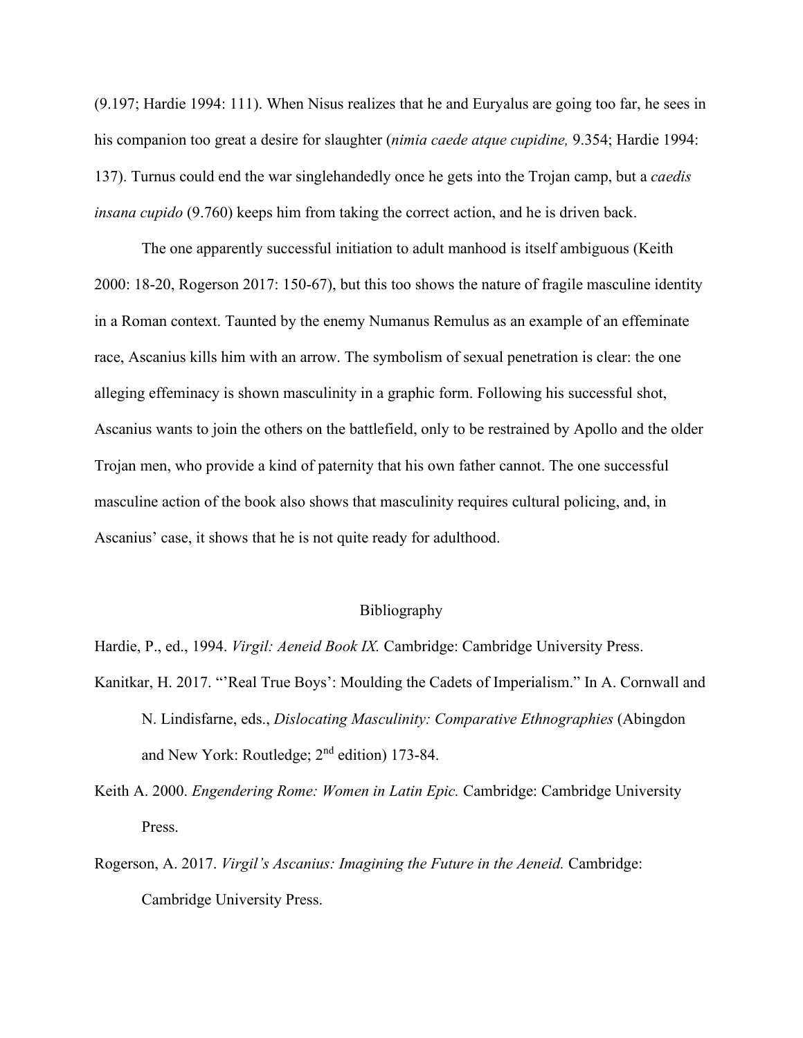(9.197; Hardie 1994: 111). When Nisus realizes that he and Euryalus are going too far, he sees in his companion too great a desire for slaughter (*nimia caede atque cupidine,* 9.354; Hardie 1994: 137). Turnus could end the war singlehandedly once he gets into the Trojan camp, but a *caedis insana cupido* (9.760) keeps him from taking the correct action, and he is driven back.

The one apparently successful initiation to adult manhood is itself ambiguous (Keith 2000: 18-20, Rogerson 2017: 150-67), but this too shows the nature of fragile masculine identity in a Roman context. Taunted by the enemy Numanus Remulus as an example of an effeminate race, Ascanius kills him with an arrow. The symbolism of sexual penetration is clear: the one alleging effeminacy is shown masculinity in a graphic form. Following his successful shot, Ascanius wants to join the others on the battlefield, only to be restrained by Apollo and the older Trojan men, who provide a kind of paternity that his own father cannot. The one successful masculine action of the book also shows that masculinity requires cultural policing, and, in Ascanius' case, it shows that he is not quite ready for adulthood.

## Bibliography

Hardie, P., ed., 1994. *Virgil: Aeneid Book IX.* Cambridge: Cambridge University Press.

Kanitkar, H. 2017. "'Real True Boys': Moulding the Cadets of Imperialism." In A. Cornwall and N. Lindisfarne, eds., *Dislocating Masculinity: Comparative Ethnographies* (Abingdon and New York: Routledge; 2nd edition) 173-84.

Keith A. 2000. *Engendering Rome: Women in Latin Epic.* Cambridge: Cambridge University Press.

Rogerson, A. 2017. *Virgil's Ascanius: Imagining the Future in the Aeneid.* Cambridge: Cambridge University Press.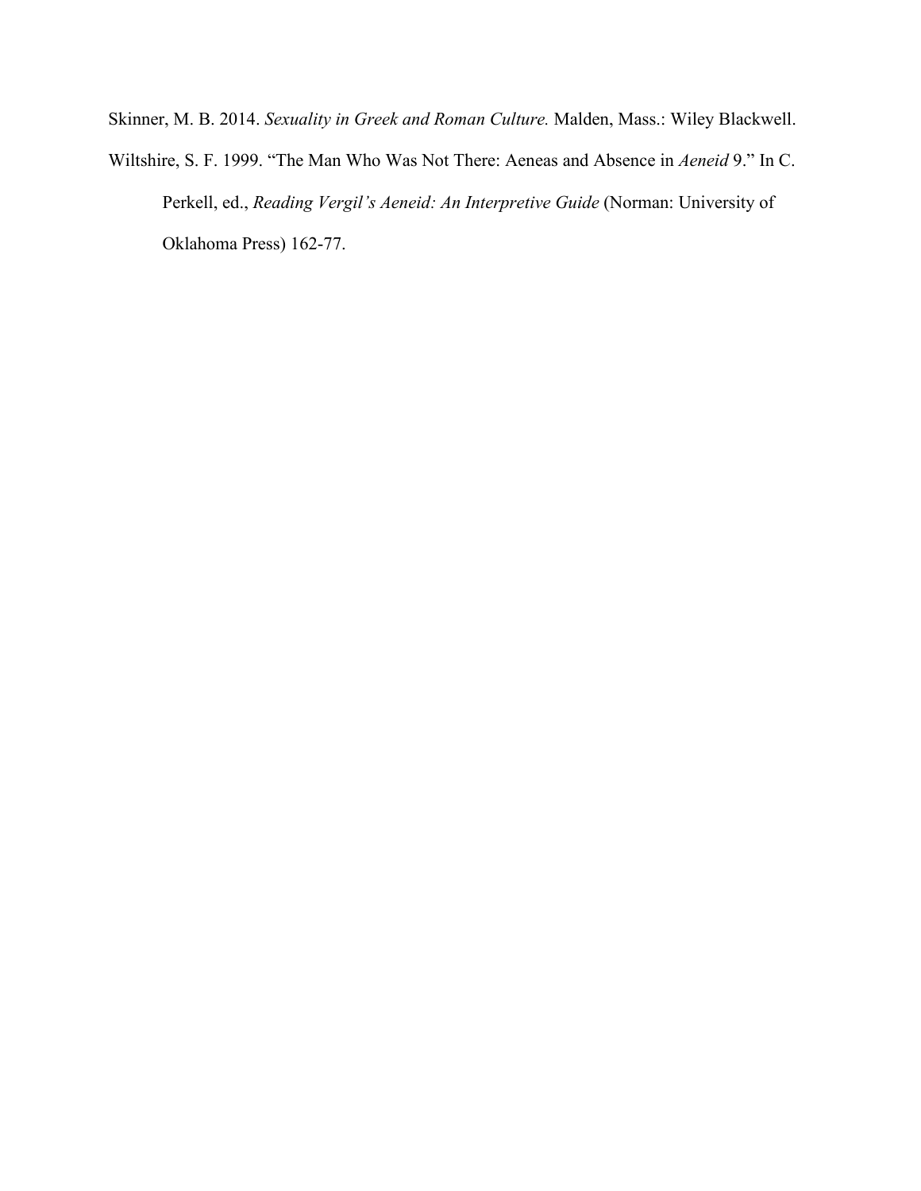Skinner, M. B. 2014. *Sexuality in Greek and Roman Culture.* Malden, Mass.: Wiley Blackwell.

Wiltshire, S. F. 1999. "The Man Who Was Not There: Aeneas and Absence in *Aeneid* 9." In C. Perkell, ed., *Reading Vergil's Aeneid: An Interpretive Guide* (Norman: University of Oklahoma Press) 162-77.